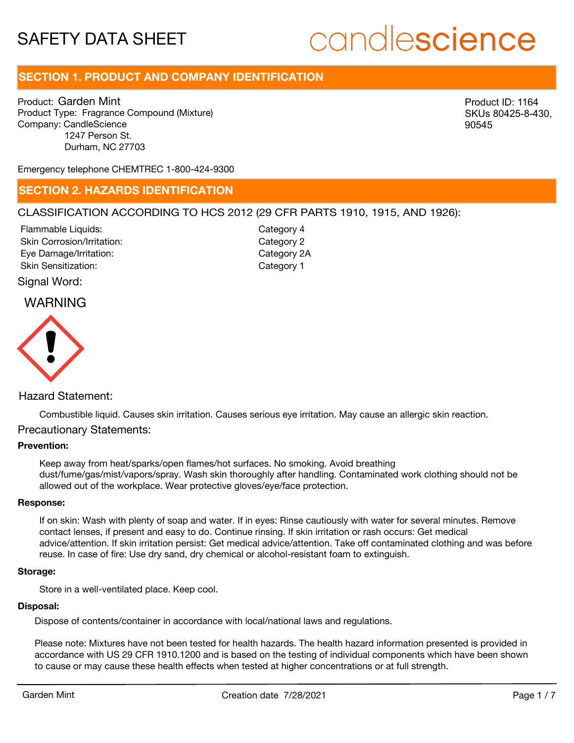# SAFETY DATA SHEET

candlescience

## SECTION 1. PRODUCT AND COMPANY IDENTIFICATION

Product: Garden Mint
Product Type: Fragrance Compound (Mixture)
Company: CandleScience
1247 Person St.
Durham, NC 27703

Product ID: 1164
SKUs 80425-8-430, 90545

Emergency telephone CHEMTREC 1-800-424-9300

## SECTION 2. HAZARDS IDENTIFICATION

CLASSIFICATION ACCORDING TO HCS 2012 (29 CFR PARTS 1910, 1915, AND 1926):

| | |
|---|---|
| Flammable Liquids: | Category 4 |
| Skin Corrosion/Irritation: | Category 2 |
| Eye Damage/Irritation: | Category 2A |
| Skin Sensitization: | Category 1 |

Signal Word:

WARNING

Hazard Statement:

Combustible liquid. Causes skin irritation. Causes serious eye irritation. May cause an allergic skin reaction.

Precautionary Statements:

**Prevention:**

Keep away from heat/sparks/open flames/hot surfaces. No smoking. Avoid breathing dust/fume/gas/mist/vapors/spray. Wash skin thoroughly after handling. Contaminated work clothing should not be allowed out of the workplace. Wear protective gloves/eye/face protection.

**Response:**

If on skin: Wash with plenty of soap and water. If in eyes: Rinse cautiously with water for several minutes. Remove contact lenses, if present and easy to do. Continue rinsing. If skin irritation or rash occurs: Get medical advice/attention. If skin irritation persist: Get medical advice/attention. Take off contaminated clothing and was before reuse. In case of fire: Use dry sand, dry chemical or alcohol-resistant foam to extinguish.

**Storage:**

Store in a well-ventilated place. Keep cool.

**Disposal:**

Dispose of contents/container in accordance with local/national laws and regulations.

Please note: Mixtures have not been tested for health hazards. The health hazard information presented is provided in accordance with US 29 CFR 1910.1200 and is based on the testing of individual components which have been shown to cause or may cause these health effects when tested at higher concentrations or at full strength.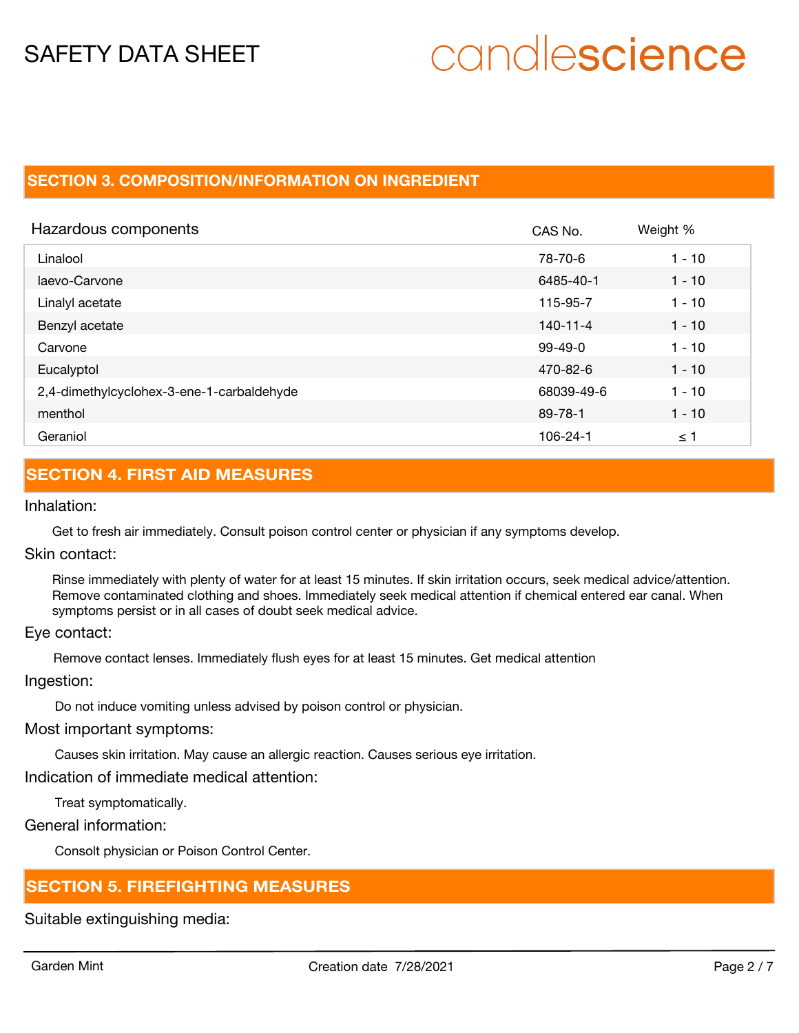## SECTION 3. COMPOSITION/INFORMATION ON INGREDIENT

| Hazardous components | CAS No. | Weight % |
|---|---|---|
| Linalool | 78-70-6 | 1 - 10 |
| laevo-Carvone | 6485-40-1 | 1 - 10 |
| Linalyl acetate | 115-95-7 | 1 - 10 |
| Benzyl acetate | 140-11-4 | 1 - 10 |
| Carvone | 99-49-0 | 1 - 10 |
| Eucalyptol | 470-82-6 | 1 - 10 |
| 2,4-dimethylcyclohex-3-ene-1-carbaldehyde | 68039-49-6 | 1 - 10 |
| menthol | 89-78-1 | 1 - 10 |
| Geraniol | 106-24-1 | ≤ 1 |

## SECTION 4. FIRST AID MEASURES

Inhalation:

Get to fresh air immediately. Consult poison control center or physician if any symptoms develop.

Skin contact:

Rinse immediately with plenty of water for at least 15 minutes. If skin irritation occurs, seek medical advice/attention. Remove contaminated clothing and shoes. Immediately seek medical attention if chemical entered ear canal. When symptoms persist or in all cases of doubt seek medical advice.

Eye contact:

Remove contact lenses. Immediately flush eyes for at least 15 minutes. Get medical attention

Ingestion:

Do not induce vomiting unless advised by poison control or physician.

Most important symptoms:

Causes skin irritation. May cause an allergic reaction. Causes serious eye irritation.

Indication of immediate medical attention:

Treat symptomatically.

General information:

Consolt physician or Poison Control Center.

## SECTION 5. FIREFIGHTING MEASURES

Suitable extinguishing media: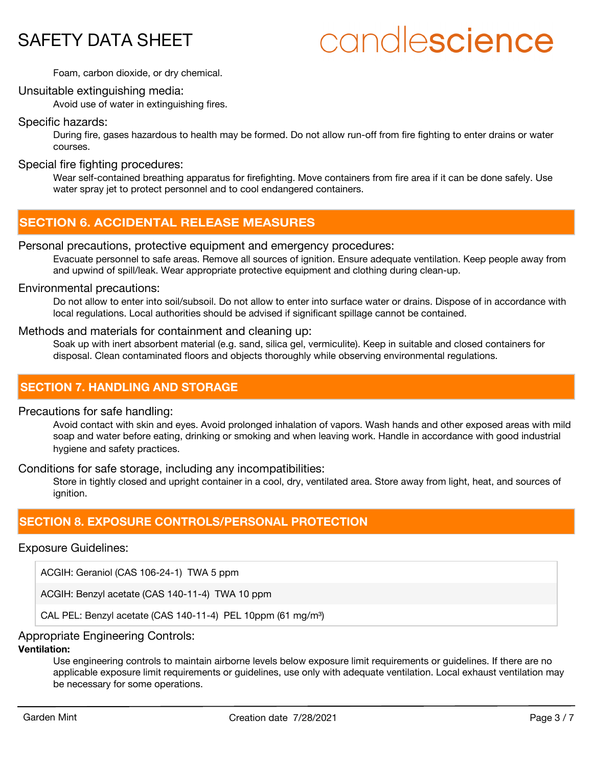Foam, carbon dioxide, or dry chemical.

Unsuitable extinguishing media:

Avoid use of water in extinguishing fires.

Specific hazards:

During fire, gases hazardous to health may be formed. Do not allow run-off from fire fighting to enter drains or water courses.

Special fire fighting procedures:

Wear self-contained breathing apparatus for firefighting. Move containers from fire area if it can be done safely. Use water spray jet to protect personnel and to cool endangered containers.

## SECTION 6. ACCIDENTAL RELEASE MEASURES

Personal precautions, protective equipment and emergency procedures:

Evacuate personnel to safe areas. Remove all sources of ignition. Ensure adequate ventilation. Keep people away from and upwind of spill/leak. Wear appropriate protective equipment and clothing during clean-up.

Environmental precautions:

Do not allow to enter into soil/subsoil. Do not allow to enter into surface water or drains. Dispose of in accordance with local regulations. Local authorities should be advised if significant spillage cannot be contained.

Methods and materials for containment and cleaning up:

Soak up with inert absorbent material (e.g. sand, silica gel, vermiculite). Keep in suitable and closed containers for disposal. Clean contaminated floors and objects thoroughly while observing environmental regulations.

## SECTION 7. HANDLING AND STORAGE

Precautions for safe handling:

Avoid contact with skin and eyes. Avoid prolonged inhalation of vapors. Wash hands and other exposed areas with mild soap and water before eating, drinking or smoking and when leaving work. Handle in accordance with good industrial hygiene and safety practices.

Conditions for safe storage, including any incompatibilities:

Store in tightly closed and upright container in a cool, dry, ventilated area. Store away from light, heat, and sources of ignition.

## SECTION 8. EXPOSURE CONTROLS/PERSONAL PROTECTION

Exposure Guidelines:

| |
|---|
| ACGIH: Geraniol (CAS 106-24-1) TWA 5 ppm |
| ACGIH: Benzyl acetate (CAS 140-11-4) TWA 10 ppm |
| CAL PEL: Benzyl acetate (CAS 140-11-4) PEL 10ppm (61 mg/m³) |

Appropriate Engineering Controls:

**Ventilation:**

Use engineering controls to maintain airborne levels below exposure limit requirements or guidelines. If there are no applicable exposure limit requirements or guidelines, use only with adequate ventilation. Local exhaust ventilation may be necessary for some operations.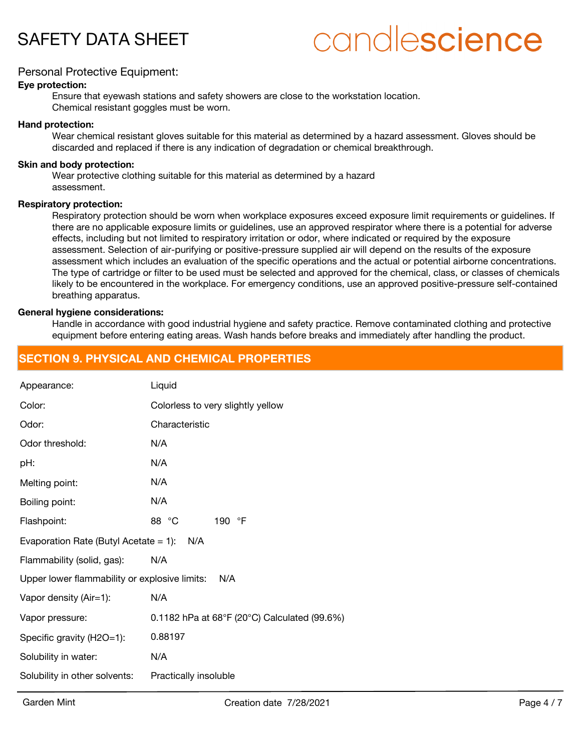### Personal Protective Equipment:

**Eye protection:**

Ensure that eyewash stations and safety showers are close to the workstation location.
Chemical resistant goggles must be worn.

**Hand protection:**

Wear chemical resistant gloves suitable for this material as determined by a hazard assessment. Gloves should be discarded and replaced if there is any indication of degradation or chemical breakthrough.

**Skin and body protection:**

Wear protective clothing suitable for this material as determined by a hazard assessment.

**Respiratory protection:**

Respiratory protection should be worn when workplace exposures exceed exposure limit requirements or guidelines. If there are no applicable exposure limits or guidelines, use an approved respirator where there is a potential for adverse effects, including but not limited to respiratory irritation or odor, where indicated or required by the exposure assessment. Selection of air-purifying or positive-pressure supplied air will depend on the results of the exposure assessment which includes an evaluation of the specific operations and the actual or potential airborne concentrations. The type of cartridge or filter to be used must be selected and approved for the chemical, class, or classes of chemicals likely to be encountered in the workplace. For emergency conditions, use an approved positive-pressure self-contained breathing apparatus.

**General hygiene considerations:**

Handle in accordance with good industrial hygiene and safety practice. Remove contaminated clothing and protective equipment before entering eating areas. Wash hands before breaks and immediately after handling the product.

## SECTION 9. PHYSICAL AND CHEMICAL PROPERTIES

| Property | Value |
|---|---|
| Appearance: | Liquid |
| Color: | Colorless to very slightly yellow |
| Odor: | Characteristic |
| Odor threshold: | N/A |
| pH: | N/A |
| Melting point: | N/A |
| Boiling point: | N/A |
| Flashpoint: | 88 °C 190 °F |
| Evaporation Rate (Butyl Acetate = 1): | N/A |
| Flammability (solid, gas): | N/A |
| Upper lower flammability or explosive limits: | N/A |
| Vapor density (Air=1): | N/A |
| Vapor pressure: | 0.1182 hPa at 68°F (20°C) Calculated (99.6%) |
| Specific gravity (H2O=1): | 0.88197 |
| Solubility in water: | N/A |
| Solubility in other solvents: | Practically insoluble |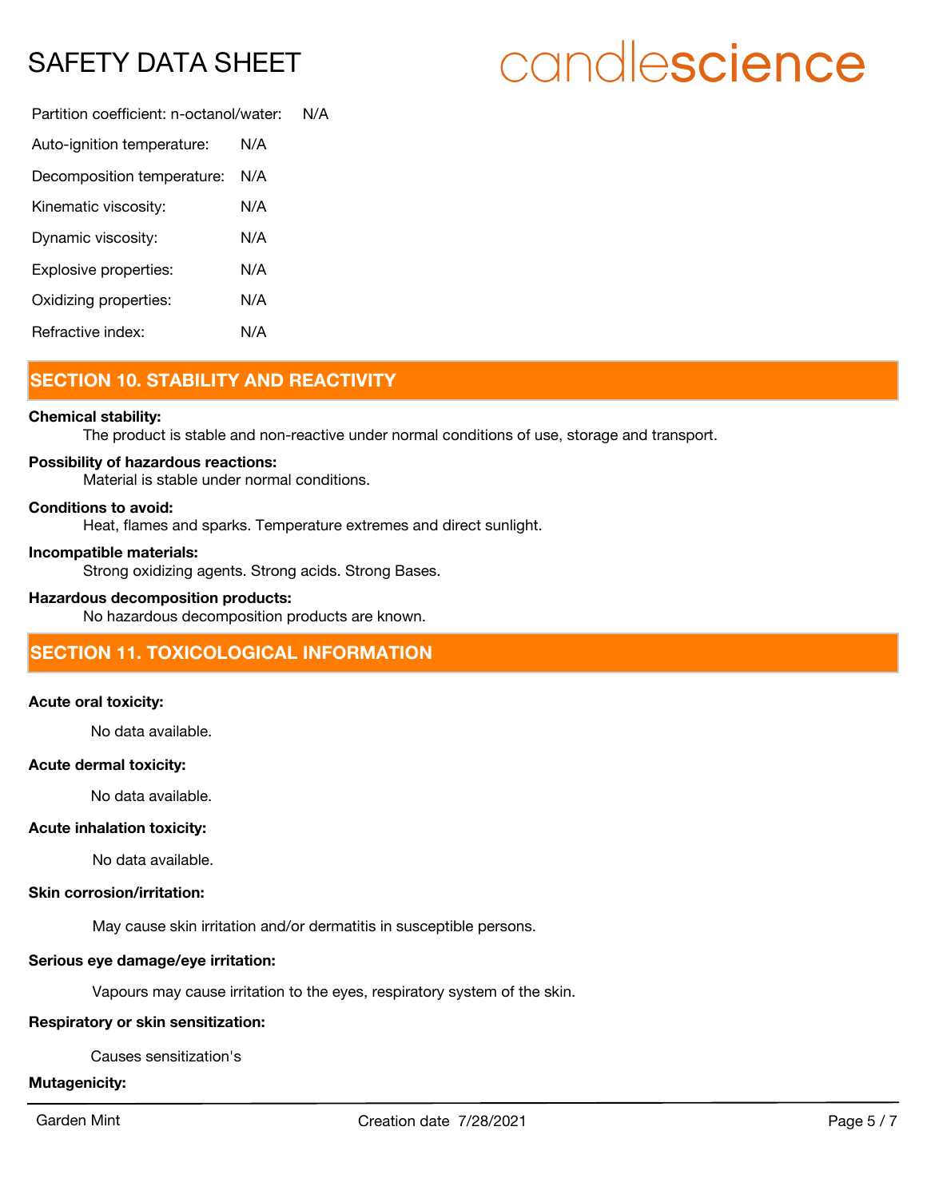Partition coefficient: n-octanol/water: N/A

Auto-ignition temperature: N/A

Decomposition temperature: N/A

Kinematic viscosity: N/A

Dynamic viscosity: N/A

Explosive properties: N/A

Oxidizing properties: N/A

Refractive index: N/A

## SECTION 10. STABILITY AND REACTIVITY

**Chemical stability:**

The product is stable and non-reactive under normal conditions of use, storage and transport.

**Possibility of hazardous reactions:**

Material is stable under normal conditions.

**Conditions to avoid:**

Heat, flames and sparks. Temperature extremes and direct sunlight.

**Incompatible materials:**

Strong oxidizing agents. Strong acids. Strong Bases.

**Hazardous decomposition products:**

No hazardous decomposition products are known.

## SECTION 11. TOXICOLOGICAL INFORMATION

**Acute oral toxicity:**

No data available.

**Acute dermal toxicity:**

No data available.

**Acute inhalation toxicity:**

No data available.

**Skin corrosion/irritation:**

May cause skin irritation and/or dermatitis in susceptible persons.

**Serious eye damage/eye irritation:**

Vapours may cause irritation to the eyes, respiratory system of the skin.

**Respiratory or skin sensitization:**

Causes sensitization's

**Mutagenicity:**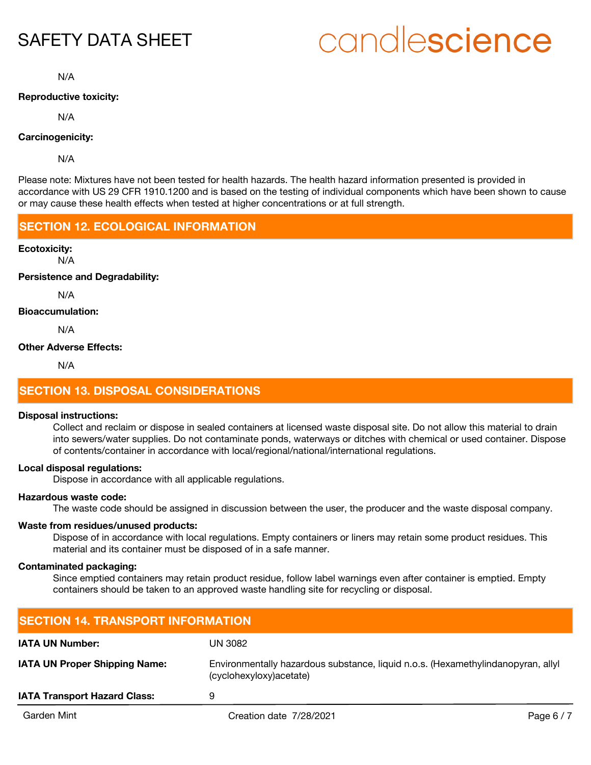N/A

**Reproductive toxicity:**

N/A

**Carcinogenicity:**

N/A

Please note: Mixtures have not been tested for health hazards. The health hazard information presented is provided in accordance with US 29 CFR 1910.1200 and is based on the testing of individual components which have been shown to cause or may cause these health effects when tested at higher concentrations or at full strength.

## SECTION 12. ECOLOGICAL INFORMATION

**Ecotoxicity:**

N/A

**Persistence and Degradability:**

N/A

**Bioaccumulation:**

N/A

**Other Adverse Effects:**

N/A

## SECTION 13. DISPOSAL CONSIDERATIONS

**Disposal instructions:**

Collect and reclaim or dispose in sealed containers at licensed waste disposal site. Do not allow this material to drain into sewers/water supplies. Do not contaminate ponds, waterways or ditches with chemical or used container. Dispose of contents/container in accordance with local/regional/national/international regulations.

**Local disposal regulations:**

Dispose in accordance with all applicable regulations.

**Hazardous waste code:**

The waste code should be assigned in discussion between the user, the producer and the waste disposal company.

**Waste from residues/unused products:**

Dispose of in accordance with local regulations. Empty containers or liners may retain some product residues. This material and its container must be disposed of in a safe manner.

**Contaminated packaging:**

Since emptied containers may retain product residue, follow label warnings even after container is emptied. Empty containers should be taken to an approved waste handling site for recycling or disposal.

## SECTION 14. TRANSPORT INFORMATION

| | |
|---|---|
| **IATA UN Number:** | UN 3082 |
| **IATA UN Proper Shipping Name:** | Environmentally hazardous substance, liquid n.o.s. (Hexamethylindanopyran, allyl (cyclohexyloxy)acetate) |
| **IATA Transport Hazard Class:** | 9 |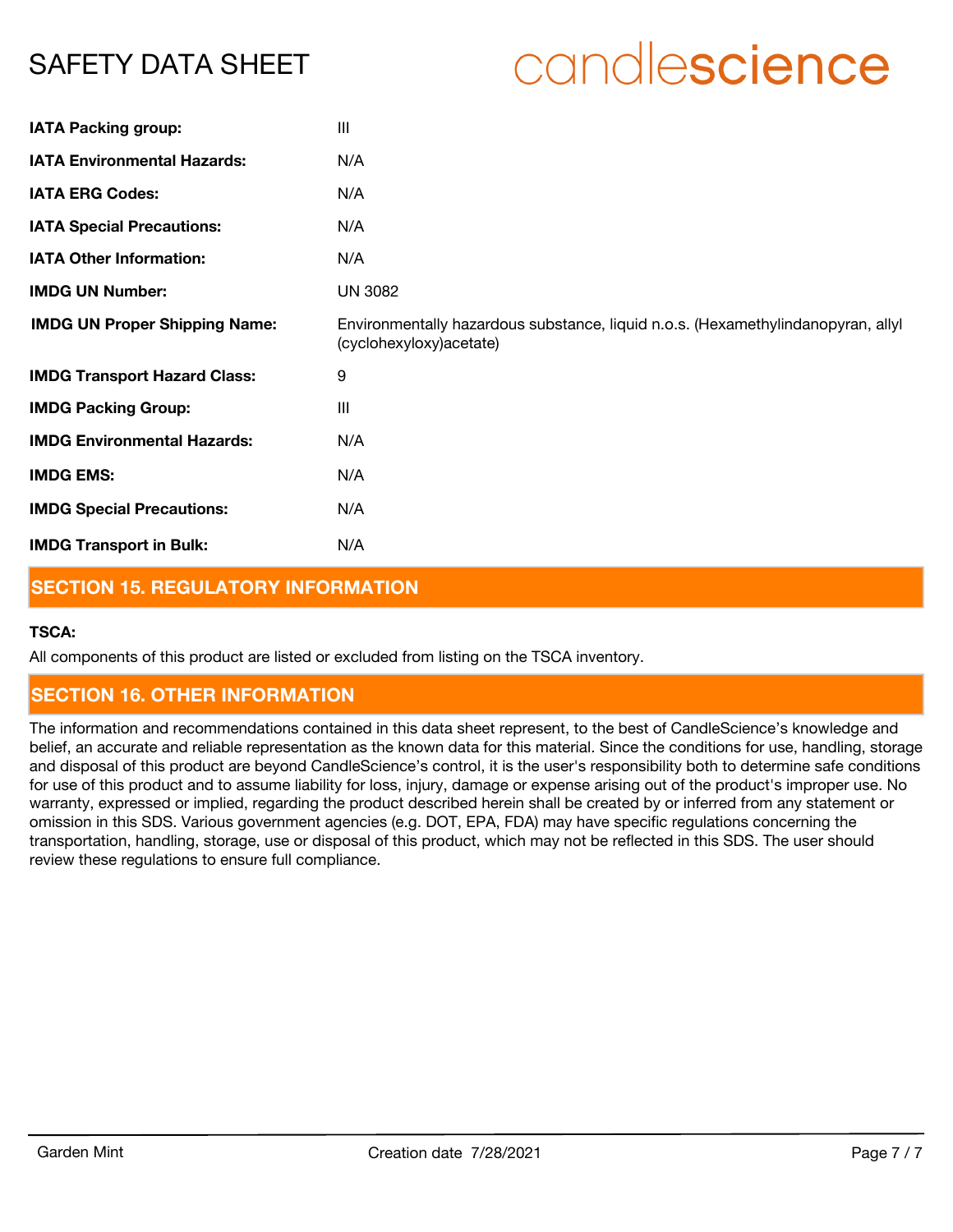| | |
|---|---|
| **IATA Packing group:** | III |
| **IATA Environmental Hazards:** | N/A |
| **IATA ERG Codes:** | N/A |
| **IATA Special Precautions:** | N/A |
| **IATA Other Information:** | N/A |
| **IMDG UN Number:** | UN 3082 |
| **IMDG UN Proper Shipping Name:** | Environmentally hazardous substance, liquid n.o.s. (Hexamethylindanopyran, allyl (cyclohexyloxy)acetate) |
| **IMDG Transport Hazard Class:** | 9 |
| **IMDG Packing Group:** | III |
| **IMDG Environmental Hazards:** | N/A |
| **IMDG EMS:** | N/A |
| **IMDG Special Precautions:** | N/A |
| **IMDG Transport in Bulk:** | N/A |

## SECTION 15. REGULATORY INFORMATION

**TSCA:**

All components of this product are listed or excluded from listing on the TSCA inventory.

## SECTION 16. OTHER INFORMATION

The information and recommendations contained in this data sheet represent, to the best of CandleScience's knowledge and belief, an accurate and reliable representation as the known data for this material. Since the conditions for use, handling, storage and disposal of this product are beyond CandleScience's control, it is the user's responsibility both to determine safe conditions for use of this product and to assume liability for loss, injury, damage or expense arising out of the product's improper use. No warranty, expressed or implied, regarding the product described herein shall be created by or inferred from any statement or omission in this SDS. Various government agencies (e.g. DOT, EPA, FDA) may have specific regulations concerning the transportation, handling, storage, use or disposal of this product, which may not be reflected in this SDS. The user should review these regulations to ensure full compliance.